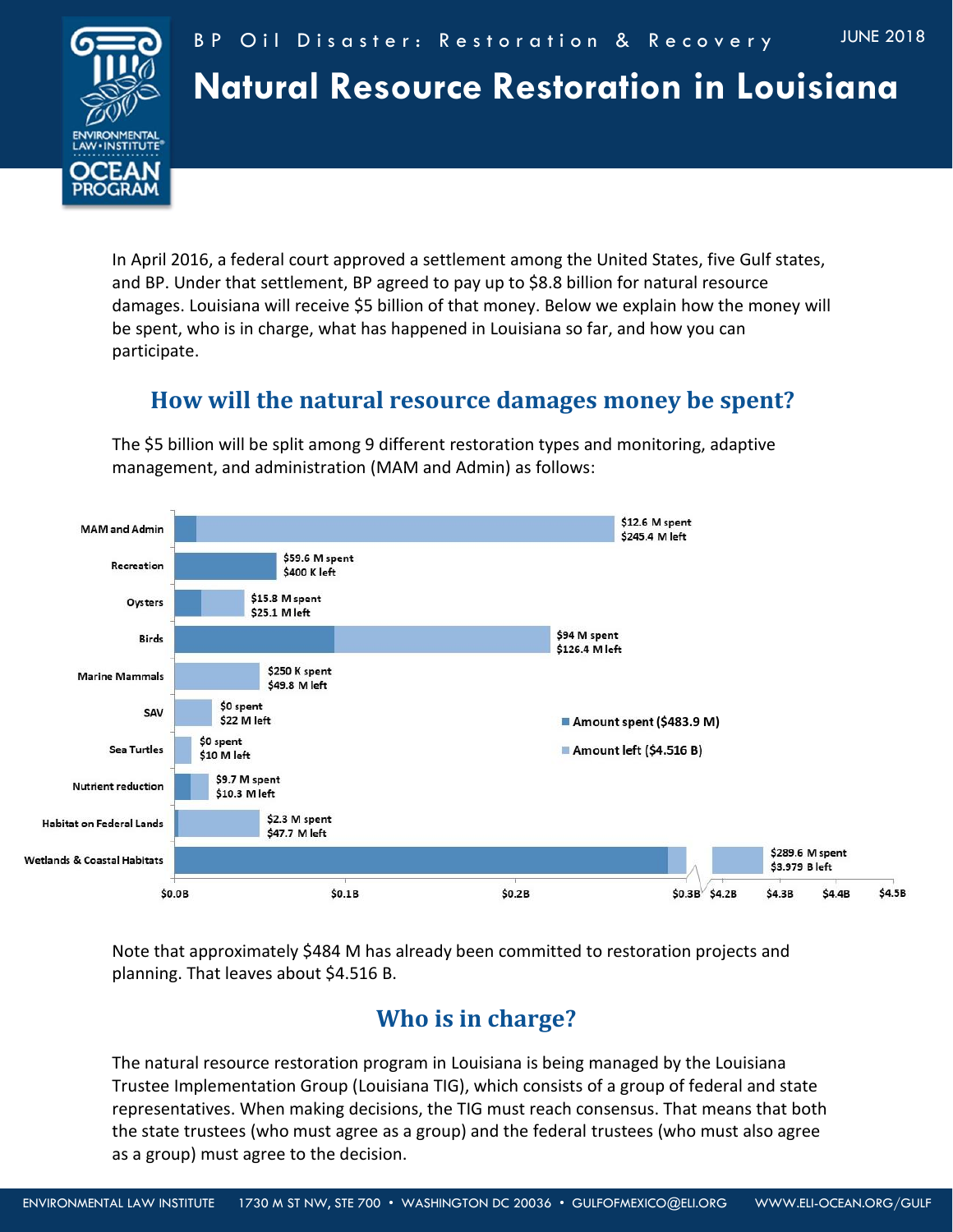BP Oil Disaster: Restoration & Recovery

JUNE 2018

# Natural Resource Restoration in Louisiana

In April 2016, a federal court approved a settlement among the United States, five Gulf states, and BP. Under that settlement, BP agreed to pay up to $8.8 billion for natural resource damages. Louisiana will receive $5 billion of that money. Below we explain how the money will be spent, who is in charge, what has happened in Louisiana so far, and how you can participate.

## How will the natural resource damages money be spent?

The $5 billion will be split among 9 different restoration types and monitoring, adaptive management, and administration (MAM and Admin) as follows:

| Category | Amount spent | Amount left |
|---|---|---|
| MAM and Admin | $12.6 M spent | $245.4 M left |
| Recreation | $59.6 M spent | $400 K left |
| Oysters | $15.8 M spent | $25.1 M left |
| Birds | $94 M spent | $126.4 M left |
| Marine Mammals | $250 K spent | $49.8 M left |
| SAV | $0 spent | $22 M left |
| Sea Turtles | $0 spent | $10 M left |
| Nutrient reduction | $9.7 M spent | $10.3 M left |
| Habitat on Federal Lands | $2.3 M spent | $47.7 M left |
| Wetlands & Coastal Habitats | $289.6 M spent | $3.979 B left |
| **Total** | Amount spent ($483.9 M) | Amount left ($4.516 B) |

Note that approximately $484 M has already been committed to restoration projects and planning. That leaves about $4.516 B.

## Who is in charge?

The natural resource restoration program in Louisiana is being managed by the Louisiana Trustee Implementation Group (Louisiana TIG), which consists of a group of federal and state representatives. When making decisions, the TIG must reach consensus. That means that both the state trustees (who must agree as a group) and the federal trustees (who must also agree as a group) must agree to the decision.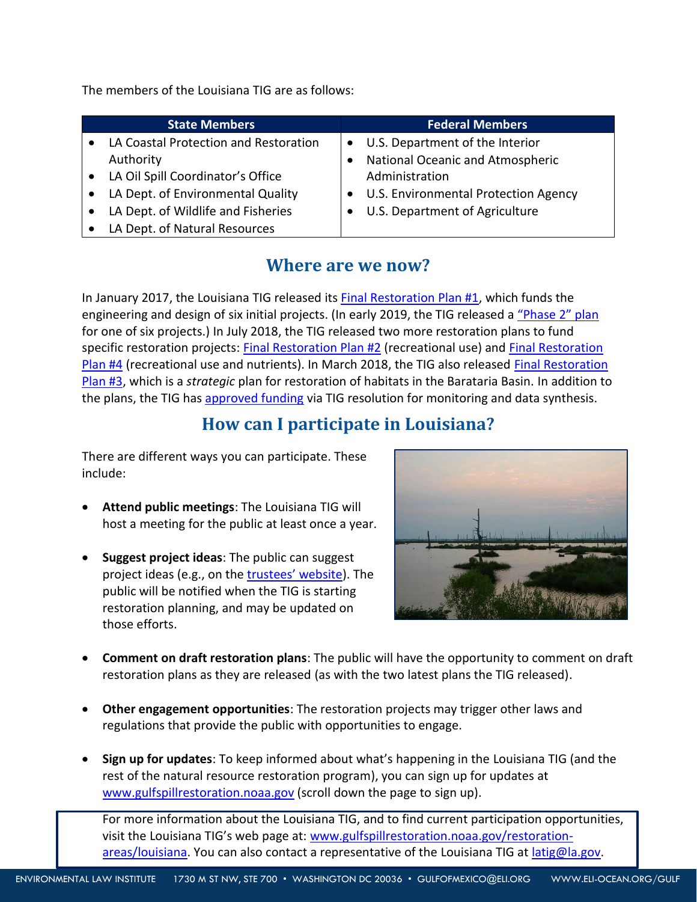The members of the Louisiana TIG are as follows:

| State Members | Federal Members |
| --- | --- |
| • LA Coastal Protection and Restoration Authority<br>• LA Oil Spill Coordinator's Office<br>• LA Dept. of Environmental Quality<br>• LA Dept. of Wildlife and Fisheries<br>• LA Dept. of Natural Resources | • U.S. Department of the Interior<br>• National Oceanic and Atmospheric Administration<br>• U.S. Environmental Protection Agency<br>• U.S. Department of Agriculture |

## Where are we now?

In January 2017, the Louisiana TIG released its Final Restoration Plan #1, which funds the engineering and design of six initial projects. (In early 2019, the TIG released a "Phase 2" plan for one of six projects.) In July 2018, the TIG released two more restoration plans to fund specific restoration projects: Final Restoration Plan #2 (recreational use) and Final Restoration Plan #4 (recreational use and nutrients). In March 2018, the TIG also released Final Restoration Plan #3, which is a *strategic* plan for restoration of habitats in the Barataria Basin. In addition to the plans, the TIG has approved funding via TIG resolution for monitoring and data synthesis.

## How can I participate in Louisiana?

There are different ways you can participate. These include:

- **Attend public meetings**: The Louisiana TIG will host a meeting for the public at least once a year.
- **Suggest project ideas**: The public can suggest project ideas (e.g., on the trustees' website). The public will be notified when the TIG is starting restoration planning, and may be updated on those efforts.
- **Comment on draft restoration plans**: The public will have the opportunity to comment on draft restoration plans as they are released (as with the two latest plans the TIG released).
- **Other engagement opportunities**: The restoration projects may trigger other laws and regulations that provide the public with opportunities to engage.
- **Sign up for updates**: To keep informed about what's happening in the Louisiana TIG (and the rest of the natural resource restoration program), you can sign up for updates at www.gulfspillrestoration.noaa.gov (scroll down the page to sign up).

For more information about the Louisiana TIG, and to find current participation opportunities, visit the Louisiana TIG's web page at: www.gulfspillrestoration.noaa.gov/restoration-areas/louisiana. You can also contact a representative of the Louisiana TIG at latig@la.gov.

ENVIRONMENTAL LAW INSTITUTE 1730 M ST NW, STE 700 • WASHINGTON DC 20036 • GULFOFMEXICO@ELI.ORG WWW.ELI-OCEAN.ORG/GULF